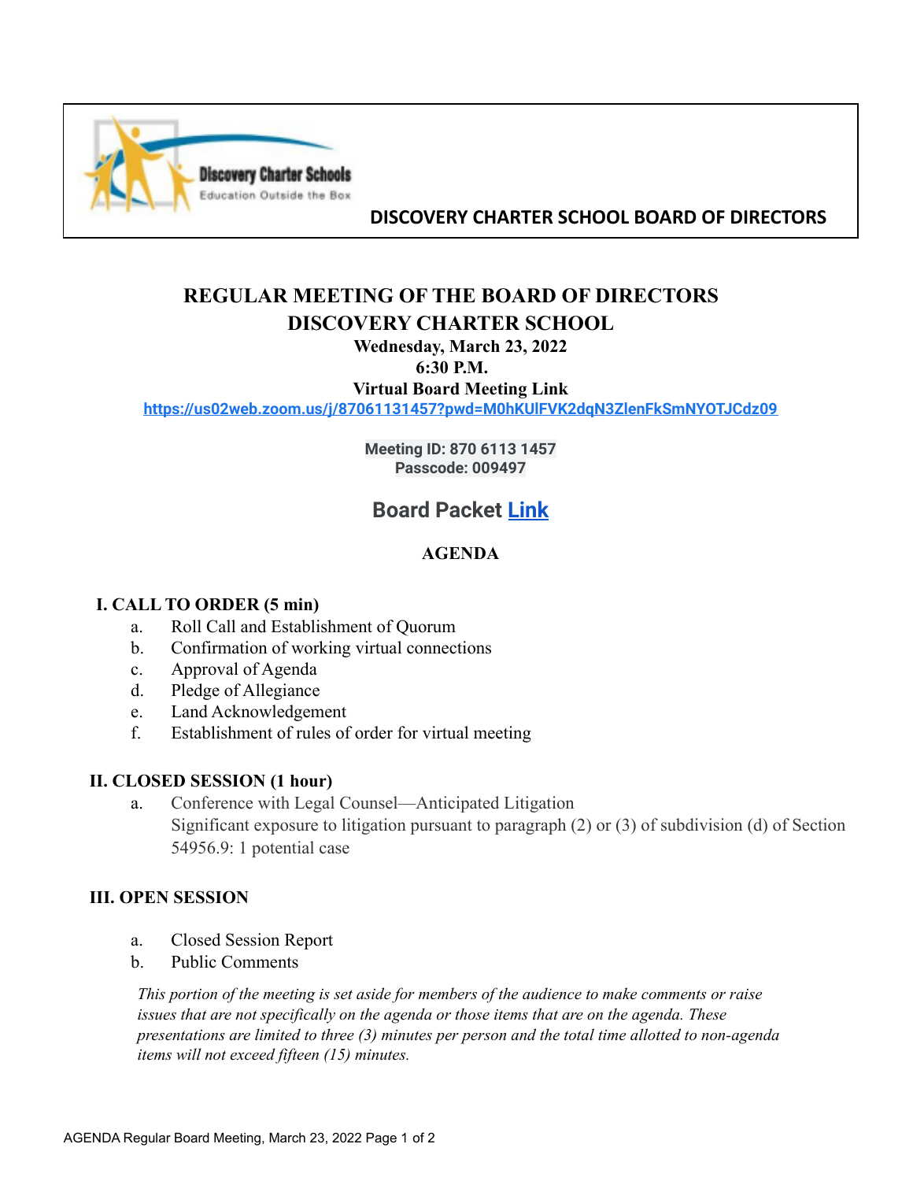Discovery Charter Schools
Education Outside the Box

**DISCOVERY CHARTER SCHOOL BOARD OF DIRECTORS**

# REGULAR MEETING OF THE BOARD OF DIRECTORS
# DISCOVERY CHARTER SCHOOL

**Wednesday, March 23, 2022**
**6:30 P.M.**
**Virtual Board Meeting Link**
**https://us02web.zoom.us/j/87061131457?pwd=M0hKUlFVK2dqN3ZlenFkSmNYOTJCdz09**

**Meeting ID: 870 6113 1457**
**Passcode: 009497**

## Board Packet Link

### AGENDA

**I. CALL TO ORDER (5 min)**

a. Roll Call and Establishment of Quorum
b. Confirmation of working virtual connections
c. Approval of Agenda
d. Pledge of Allegiance
e. Land Acknowledgement
f. Establishment of rules of order for virtual meeting

**II. CLOSED SESSION (1 hour)**

a. Conference with Legal Counsel—Anticipated Litigation
Significant exposure to litigation pursuant to paragraph (2) or (3) of subdivision (d) of Section 54956.9: 1 potential case

**III. OPEN SESSION**

a. Closed Session Report
b. Public Comments

*This portion of the meeting is set aside for members of the audience to make comments or raise issues that are not specifically on the agenda or those items that are on the agenda. These presentations are limited to three (3) minutes per person and the total time allotted to non-agenda items will not exceed fifteen (15) minutes.*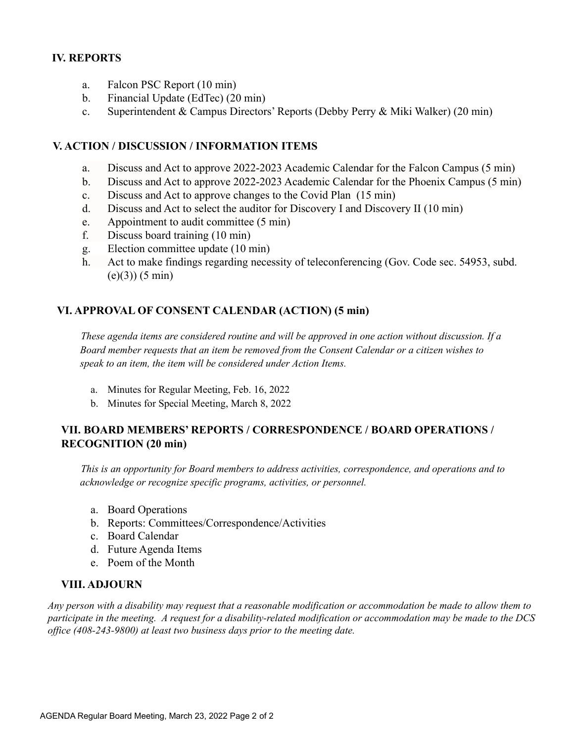## IV. REPORTS

a. Falcon PSC Report (10 min)
b. Financial Update (EdTec) (20 min)
c. Superintendent & Campus Directors' Reports (Debby Perry & Miki Walker) (20 min)

## V. ACTION / DISCUSSION / INFORMATION ITEMS

a. Discuss and Act to approve 2022-2023 Academic Calendar for the Falcon Campus (5 min)
b. Discuss and Act to approve 2022-2023 Academic Calendar for the Phoenix Campus (5 min)
c. Discuss and Act to approve changes to the Covid Plan (15 min)
d. Discuss and Act to select the auditor for Discovery I and Discovery II (10 min)
e. Appointment to audit committee (5 min)
f. Discuss board training (10 min)
g. Election committee update (10 min)
h. Act to make findings regarding necessity of teleconferencing (Gov. Code sec. 54953, subd. (e)(3)) (5 min)

## VI. APPROVAL OF CONSENT CALENDAR (ACTION) (5 min)

*These agenda items are considered routine and will be approved in one action without discussion. If a Board member requests that an item be removed from the Consent Calendar or a citizen wishes to speak to an item, the item will be considered under Action Items.*

a. Minutes for Regular Meeting, Feb. 16, 2022
b. Minutes for Special Meeting, March 8, 2022

## VII. BOARD MEMBERS' REPORTS / CORRESPONDENCE / BOARD OPERATIONS / RECOGNITION (20 min)

*This is an opportunity for Board members to address activities, correspondence, and operations and to acknowledge or recognize specific programs, activities, or personnel.*

a. Board Operations
b. Reports: Committees/Correspondence/Activities
c. Board Calendar
d. Future Agenda Items
e. Poem of the Month

## VIII. ADJOURN

*Any person with a disability may request that a reasonable modification or accommodation be made to allow them to participate in the meeting. A request for a disability-related modification or accommodation may be made to the DCS office (408-243-9800) at least two business days prior to the meeting date.*